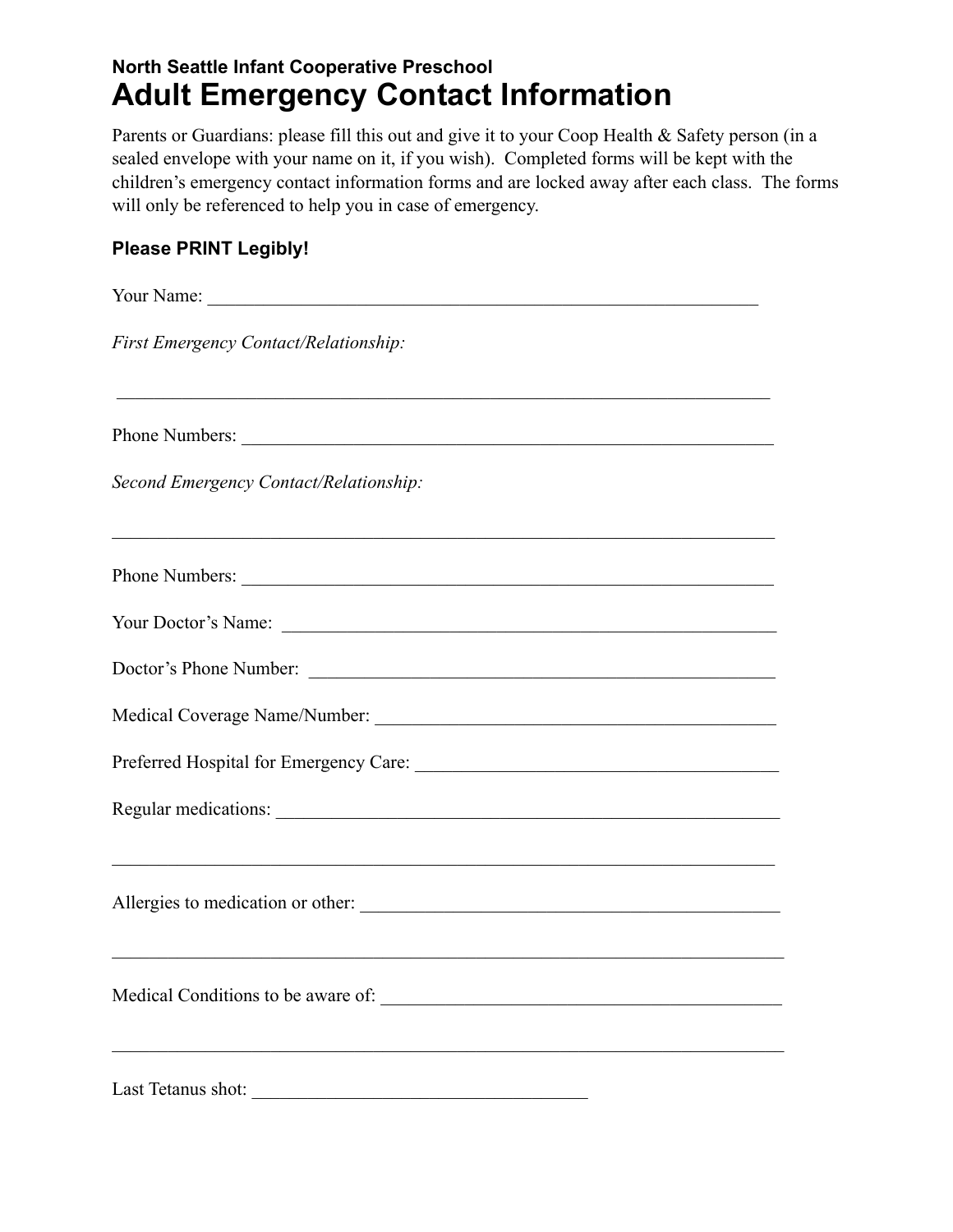**North Seattle Infant Cooperative Preschool**

# Adult Emergency Contact Information

Parents or Guardians: please fill this out and give it to your Coop Health & Safety person (in a sealed envelope with your name on it, if you wish). Completed forms will be kept with the children's emergency contact information forms and are locked away after each class. The forms will only be referenced to help you in case of emergency.

**Please PRINT Legibly!**

Your Name: ___________________________________________________________________

*First Emergency Contact/Relationship:*

___________________________________________________________________________

Phone Numbers: _______________________________________________________________

*Second Emergency Contact/Relationship:*

___________________________________________________________________________

Phone Numbers: _______________________________________________________________

Your Doctor's Name: ___________________________________________________________

Doctor's Phone Number: ________________________________________________________

Medical Coverage Name/Number: _________________________________________________

Preferred Hospital for Emergency Care: _____________________________________________

Regular medications: ____________________________________________________________

___________________________________________________________________________

Allergies to medication or other: __________________________________________________

___________________________________________________________________________

Medical Conditions to be aware of: ________________________________________________

___________________________________________________________________________

Last Tetanus shot: _______________________________________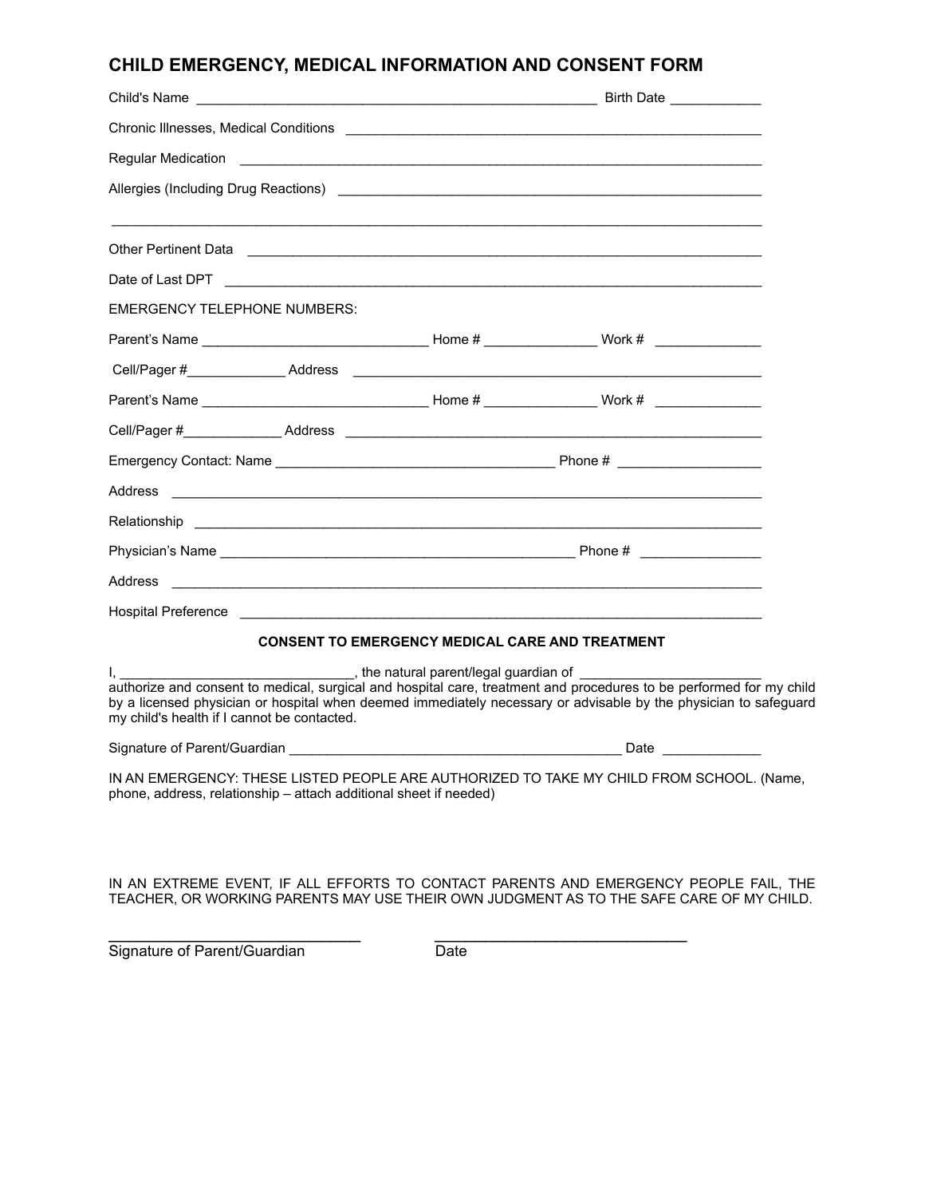## CHILD EMERGENCY, MEDICAL INFORMATION AND CONSENT FORM

Child's Name ______________________________________________________ Birth Date ____________

Chronic Illnesses, Medical Conditions ________________________________________________________

Regular Medication ______________________________________________________________________

Allergies (Including Drug Reactions) _________________________________________________________

_______________________________________________________________________________________

Other Pertinent Data _____________________________________________________________________

Date of Last DPT ________________________________________________________________________

EMERGENCY TELEPHONE NUMBERS:

Parent's Name _______________________________ Home # _______________ Work # ______________

Cell/Pager #_____________ Address ________________________________________________________

Parent's Name _______________________________ Home # _______________ Work # ______________

Cell/Pager #_____________ Address ________________________________________________________

Emergency Contact: Name ______________________________________ Phone # ___________________

Address ______________________________________________________________________________

Relationship ___________________________________________________________________________

Physician's Name ________________________________________________ Phone # ________________

Address ______________________________________________________________________________

Hospital Preference _______________________________________________________________________

**CONSENT TO EMERGENCY MEDICAL CARE AND TREATMENT**

I, _______________________________, the natural parent/legal guardian of ________________________ authorize and consent to medical, surgical and hospital care, treatment and procedures to be performed for my child by a licensed physician or hospital when deemed immediately necessary or advisable by the physician to safeguard my child's health if I cannot be contacted.

Signature of Parent/Guardian _____________________________________________ Date _____________

IN AN EMERGENCY: THESE LISTED PEOPLE ARE AUTHORIZED TO TAKE MY CHILD FROM SCHOOL. (Name, phone, address, relationship – attach additional sheet if needed)

IN AN EXTREME EVENT, IF ALL EFFORTS TO CONTACT PARENTS AND EMERGENCY PEOPLE FAIL, THE TEACHER, OR WORKING PARENTS MAY USE THEIR OWN JUDGMENT AS TO THE SAFE CARE OF MY CHILD.

______________________________ ______________________________

Signature of Parent/Guardian Date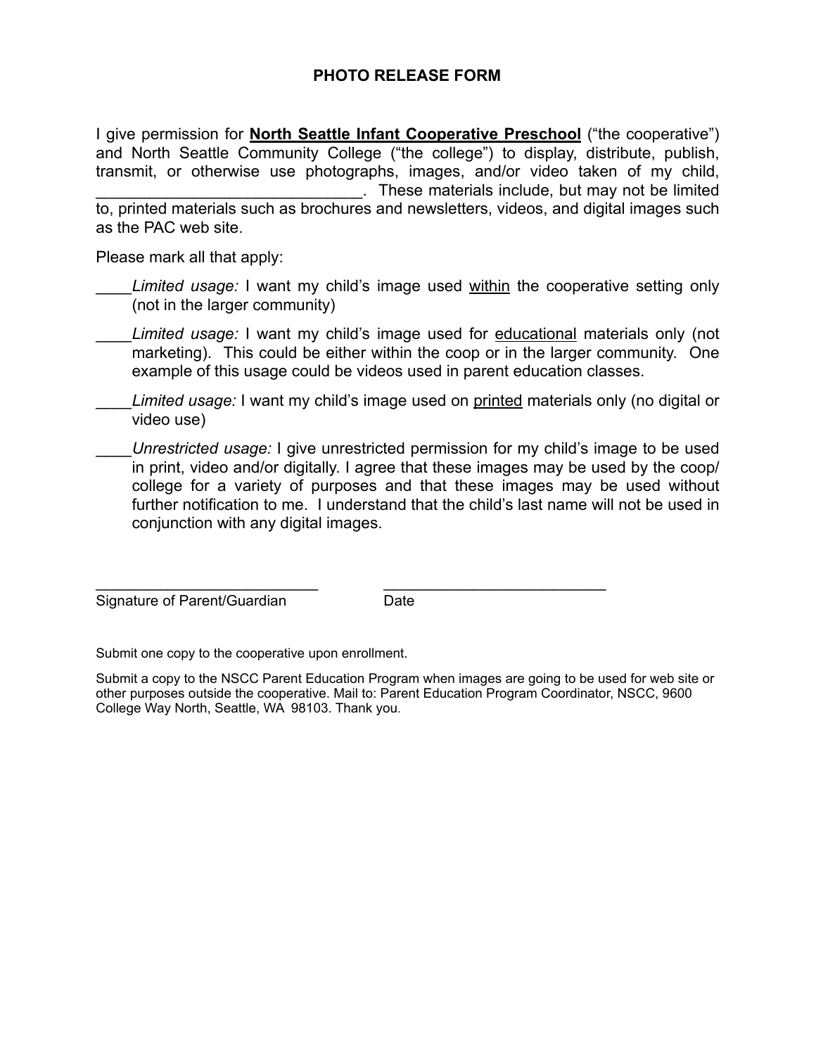# PHOTO RELEASE FORM

I give permission for **North Seattle Infant Cooperative Preschool** ("the cooperative") and North Seattle Community College ("the college") to display, distribute, publish, transmit, or otherwise use photographs, images, and/or video taken of my child, _____________________________. These materials include, but may not be limited to, printed materials such as brochures and newsletters, videos, and digital images such as the PAC web site.

Please mark all that apply:

____*Limited usage:* I want my child's image used within the cooperative setting only (not in the larger community)

____*Limited usage:* I want my child's image used for educational materials only (not marketing). This could be either within the coop or in the larger community. One example of this usage could be videos used in parent education classes.

____*Limited usage:* I want my child's image used on printed materials only (no digital or video use)

____*Unrestricted usage:* I give unrestricted permission for my child's image to be used in print, video and/or digitally. I agree that these images may be used by the coop/college for a variety of purposes and that these images may be used without further notification to me. I understand that the child's last name will not be used in conjunction with any digital images.

_________________________ _________________________
Signature of Parent/Guardian Date

Submit one copy to the cooperative upon enrollment.

Submit a copy to the NSCC Parent Education Program when images are going to be used for web site or other purposes outside the cooperative. Mail to: Parent Education Program Coordinator, NSCC, 9600 College Way North, Seattle, WA 98103. Thank you.